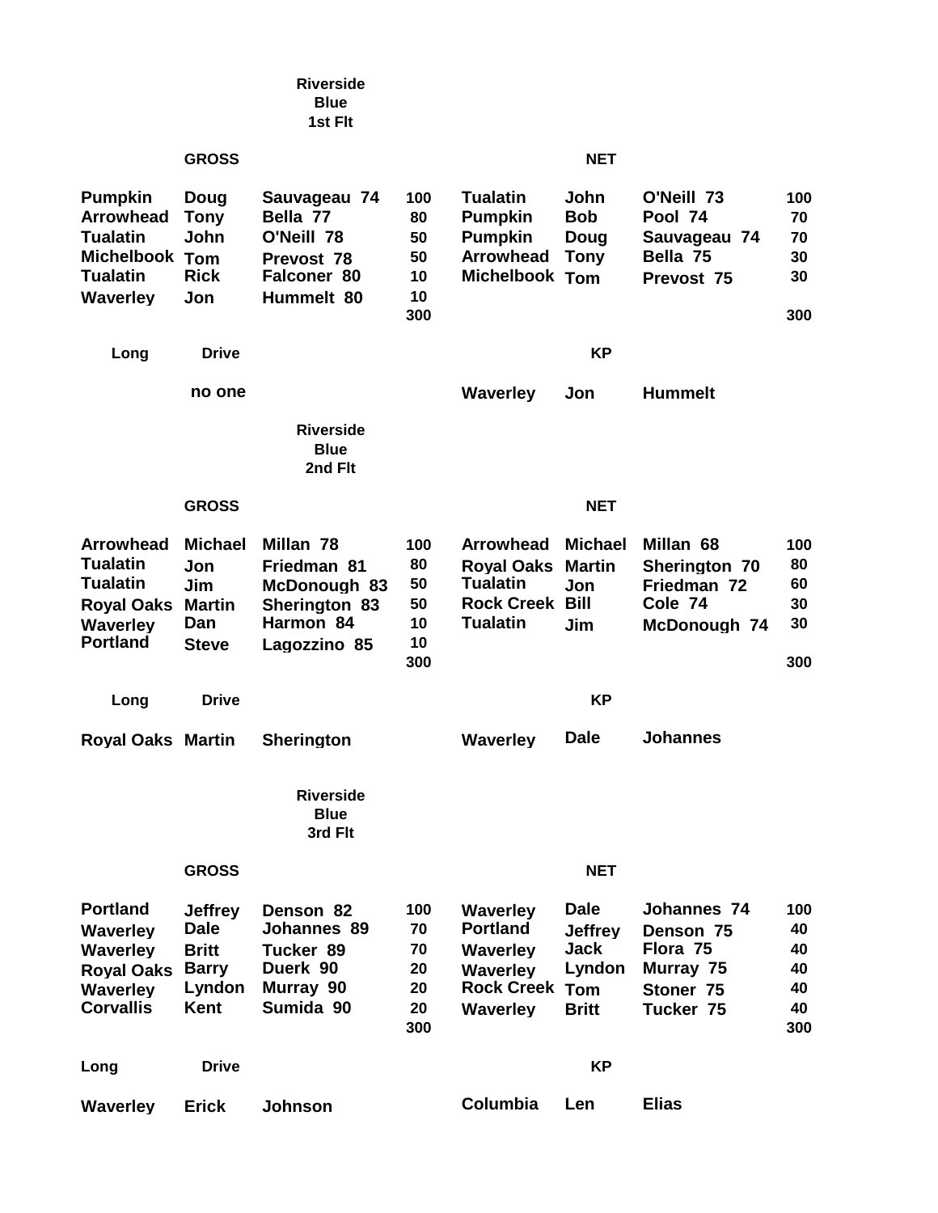## Riverside Blue 1st Flt

| GROSS | | | | NET | | | |
|---|---|---|---|---|---|---|---|
| Pumpkin | Doug | Sauvageau 74 | 100 | Tualatin | John | O'Neill 73 | 100 |
| Arrowhead | Tony | Bella 77 | 80 | Pumpkin | Bob | Pool 74 | 70 |
| Tualatin | John | O'Neill 78 | 50 | Pumpkin | Doug | Sauvageau 74 | 70 |
| Michelbook | Tom | Prevost 78 | 50 | Arrowhead | Tony | Bella 75 | 30 |
| Tualatin | Rick | Falconer 80 | 10 | Michelbook | Tom | Prevost 75 | 30 |
| Waverley | Jon | Hummelt 80 | 10 | | | | |
| | | | 300 | | | | 300 |

| Long Drive | | | KP | | |
|---|---|---|---|---|---|
| | no one | | Waverley | Jon | Hummelt |

## Riverside Blue 2nd Flt

| GROSS | | | | NET | | | |
|---|---|---|---|---|---|---|---|
| Arrowhead | Michael | Millan 78 | 100 | Arrowhead | Michael | Millan 68 | 100 |
| Tualatin | Jon | Friedman 81 | 80 | Royal Oaks | Martin | Sherington 70 | 80 |
| Tualatin | Jim | McDonough 83 | 50 | Tualatin | Jon | Friedman 72 | 60 |
| Royal Oaks | Martin | Sherington 83 | 50 | Rock Creek | Bill | Cole 74 | 30 |
| Waverley | Dan | Harmon 84 | 10 | Tualatin | Jim | McDonough 74 | 30 |
| Portland | Steve | Lagozzino 85 | 10 | | | | |
| | | | 300 | | | | 300 |

| Long Drive | | | KP | | |
|---|---|---|---|---|---|
| Royal Oaks | Martin | Sherington | Waverley | Dale | Johannes |

## Riverside Blue 3rd Flt

| GROSS | | | | NET | | | |
|---|---|---|---|---|---|---|---|
| Portland | Jeffrey | Denson 82 | 100 | Waverley | Dale | Johannes 74 | 100 |
| Waverley | Dale | Johannes 89 | 70 | Portland | Jeffrey | Denson 75 | 40 |
| Waverley | Britt | Tucker 89 | 70 | Waverley | Jack | Flora 75 | 40 |
| Royal Oaks | Barry | Duerk 90 | 20 | Waverley | Lyndon | Murray 75 | 40 |
| Waverley | Lyndon | Murray 90 | 20 | Rock Creek | Tom | Stoner 75 | 40 |
| Corvallis | Kent | Sumida 90 | 20 | Waverley | Britt | Tucker 75 | 40 |
| | | | 300 | | | | 300 |

| Long Drive | | | KP | | |
|---|---|---|---|---|---|
| Waverley | Erick | Johnson | Columbia | Len | Elias |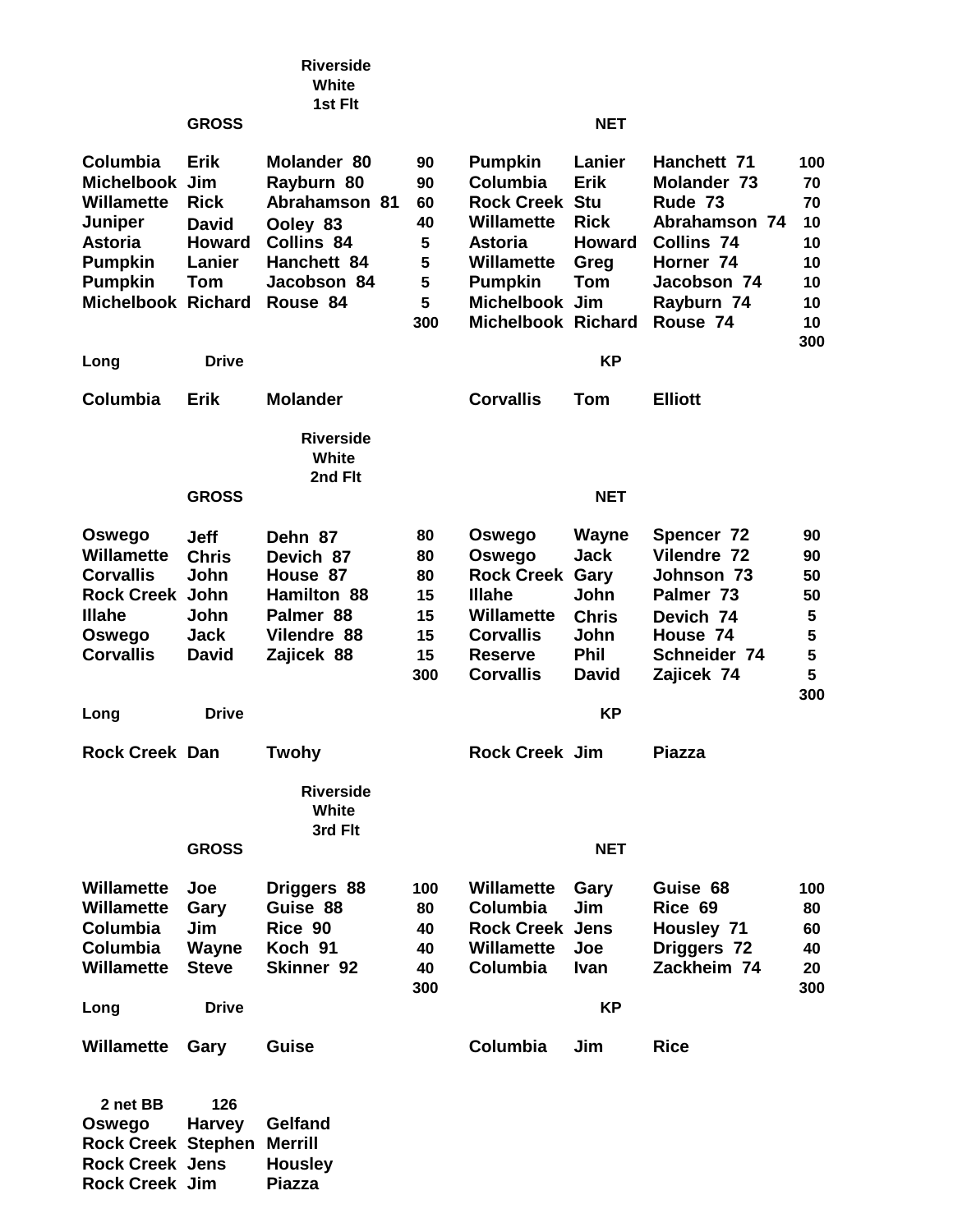**Riverside White 1st Flt**

| GROSS | | | | NET | | | |
|---|---|---|---|---|---|---|---|
| Columbia | Erik | Molander 80 | 90 | Pumpkin | Lanier | Hanchett 71 | 100 |
| Michelbook | Jim | Rayburn 80 | 90 | Columbia | Erik | Molander 73 | 70 |
| Willamette | Rick | Abrahamson 81 | 60 | Rock Creek | Stu | Rude 73 | 70 |
| Juniper | David | Ooley 83 | 40 | Willamette | Rick | Abrahamson 74 | 10 |
| Astoria | Howard | Collins 84 | 5 | Astoria | Howard | Collins 74 | 10 |
| Pumpkin | Lanier | Hanchett 84 | 5 | Willamette | Greg | Horner 74 | 10 |
| Pumpkin | Tom | Jacobson 84 | 5 | Pumpkin | Tom | Jacobson 74 | 10 |
| Michelbook | Richard | Rouse 84 | 5 | Michelbook | Jim | Rayburn 74 | 10 |
| | | | 300 | Michelbook | Richard | Rouse 74 | 10 |
| | | | | | | | 300 |

| Long Drive | | | KP | | |
|---|---|---|---|---|---|
| Columbia | Erik | Molander | Corvallis | Tom | Elliott |

**Riverside White 2nd Flt**

| GROSS | | | | NET | | | |
|---|---|---|---|---|---|---|---|
| Oswego | Jeff | Dehn 87 | 80 | Oswego | Wayne | Spencer 72 | 90 |
| Willamette | Chris | Devich 87 | 80 | Oswego | Jack | Vilendre 72 | 90 |
| Corvallis | John | House 87 | 80 | Rock Creek | Gary | Johnson 73 | 50 |
| Rock Creek | John | Hamilton 88 | 15 | Illahe | John | Palmer 73 | 50 |
| Illahe | John | Palmer 88 | 15 | Willamette | Chris | Devich 74 | 5 |
| Oswego | Jack | Vilendre 88 | 15 | Corvallis | John | House 74 | 5 |
| Corvallis | David | Zajicek 88 | 15 | Reserve | Phil | Schneider 74 | 5 |
| | | | 300 | Corvallis | David | Zajicek 74 | 5 |
| | | | | | | | 300 |

| Long Drive | | | KP | | |
|---|---|---|---|---|---|
| Rock Creek | Dan | Twohy | Rock Creek | Jim | Piazza |

**Riverside White 3rd Flt**

| GROSS | | | | NET | | | |
|---|---|---|---|---|---|---|---|
| Willamette | Joe | Driggers 88 | 100 | Willamette | Gary | Guise 68 | 100 |
| Willamette | Gary | Guise 88 | 80 | Columbia | Jim | Rice 69 | 80 |
| Columbia | Jim | Rice 90 | 40 | Rock Creek | Jens | Housley 71 | 60 |
| Columbia | Wayne | Koch 91 | 40 | Willamette | Joe | Driggers 72 | 40 |
| Willamette | Steve | Skinner 92 | 40 | Columbia | Ivan | Zackheim 74 | 20 |
| | | | 300 | | | | 300 |

| Long Drive | | | KP | | |
|---|---|---|---|---|---|
| Willamette | Gary | Guise | Columbia | Jim | Rice |

| 2 net BB | 126 | |
|---|---|---|
| Oswego | Harvey | Gelfand |
| Rock Creek | Stephen | Merrill |
| Rock Creek | Jens | Housley |
| Rock Creek | Jim | Piazza |